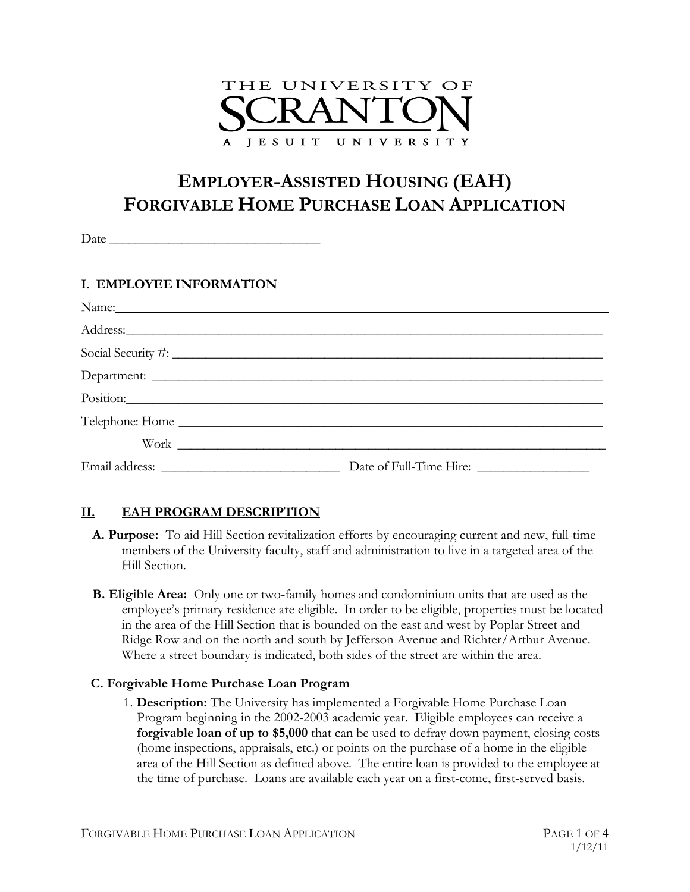THE UNIVERSITY OF SCRANTON

A JESUIT UNIVERSITY

# EMPLOYER-ASSISTED HOUSING (EAH) FORGIVABLE HOME PURCHASE LOAN APPLICATION

Date _______________________________

## I. EMPLOYEE INFORMATION

Name:_______________________________________________________________________

Address:_____________________________________________________________________

Social Security #: _____________________________________________________________

Department: _________________________________________________________________

Position:_____________________________________________________________________

Telephone: Home ______________________________________________________________

Work ______________________________________________________________

Email address: ___________________________ Date of Full-Time Hire: _________________

## II. EAH PROGRAM DESCRIPTION

**A. Purpose:** To aid Hill Section revitalization efforts by encouraging current and new, full-time members of the University faculty, staff and administration to live in a targeted area of the Hill Section.

**B. Eligible Area:** Only one or two-family homes and condominium units that are used as the employee's primary residence are eligible. In order to be eligible, properties must be located in the area of the Hill Section that is bounded on the east and west by Poplar Street and Ridge Row and on the north and south by Jefferson Avenue and Richter/Arthur Avenue. Where a street boundary is indicated, both sides of the street are within the area.

**C. Forgivable Home Purchase Loan Program**

1. **Description:** The University has implemented a Forgivable Home Purchase Loan Program beginning in the 2002-2003 academic year. Eligible employees can receive a **forgivable loan of up to $5,000** that can be used to defray down payment, closing costs (home inspections, appraisals, etc.) or points on the purchase of a home in the eligible area of the Hill Section as defined above. The entire loan is provided to the employee at the time of purchase. Loans are available each year on a first-come, first-served basis.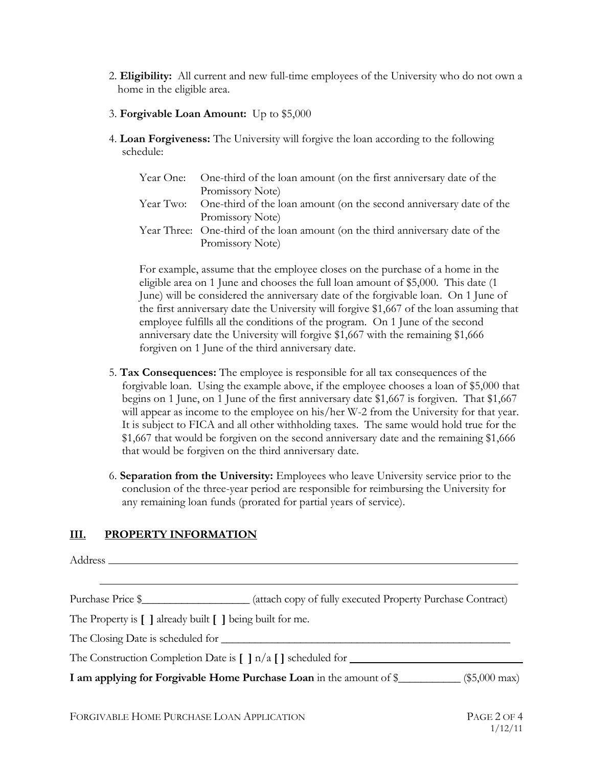2. **Eligibility:** All current and new full-time employees of the University who do not own a home in the eligible area.

3. **Forgivable Loan Amount:** Up to $5,000

4. **Loan Forgiveness:** The University will forgive the loan according to the following schedule:

   | | |
   |---|---|
   | Year One: | One-third of the loan amount (on the first anniversary date of the Promissory Note) |
   | Year Two: | One-third of the loan amount (on the second anniversary date of the Promissory Note) |
   | Year Three: | One-third of the loan amount (on the third anniversary date of the Promissory Note) |

   For example, assume that the employee closes on the purchase of a home in the eligible area on 1 June and chooses the full loan amount of $5,000. This date (1 June) will be considered the anniversary date of the forgivable loan. On 1 June of the first anniversary date the University will forgive $1,667 of the loan assuming that employee fulfills all the conditions of the program. On 1 June of the second anniversary date the University will forgive $1,667 with the remaining $1,666 forgiven on 1 June of the third anniversary date.

5. **Tax Consequences:** The employee is responsible for all tax consequences of the forgivable loan. Using the example above, if the employee chooses a loan of $5,000 that begins on 1 June, on 1 June of the first anniversary date $1,667 is forgiven. That $1,667 will appear as income to the employee on his/her W-2 from the University for that year. It is subject to FICA and all other withholding taxes. The same would hold true for the $1,667 that would be forgiven on the second anniversary date and the remaining $1,666 that would be forgiven on the third anniversary date.

6. **Separation from the University:** Employees who leave University service prior to the conclusion of the three-year period are responsible for reimbursing the University for any remaining loan funds (prorated for partial years of service).

## III. PROPERTY INFORMATION

Address ______________________________________________________________

______________________________________________________________

Purchase Price $__________________ (attach copy of fully executed Property Purchase Contract)

The Property is **[ ]** already built **[ ]** being built for me.

The Closing Date is scheduled for ______________________________________________

The Construction Completion Date is **[ ]** n/a **[ ]** scheduled for ___________________________

**I am applying for Forgivable Home Purchase Loan** in the amount of $__________ ($5,000 max)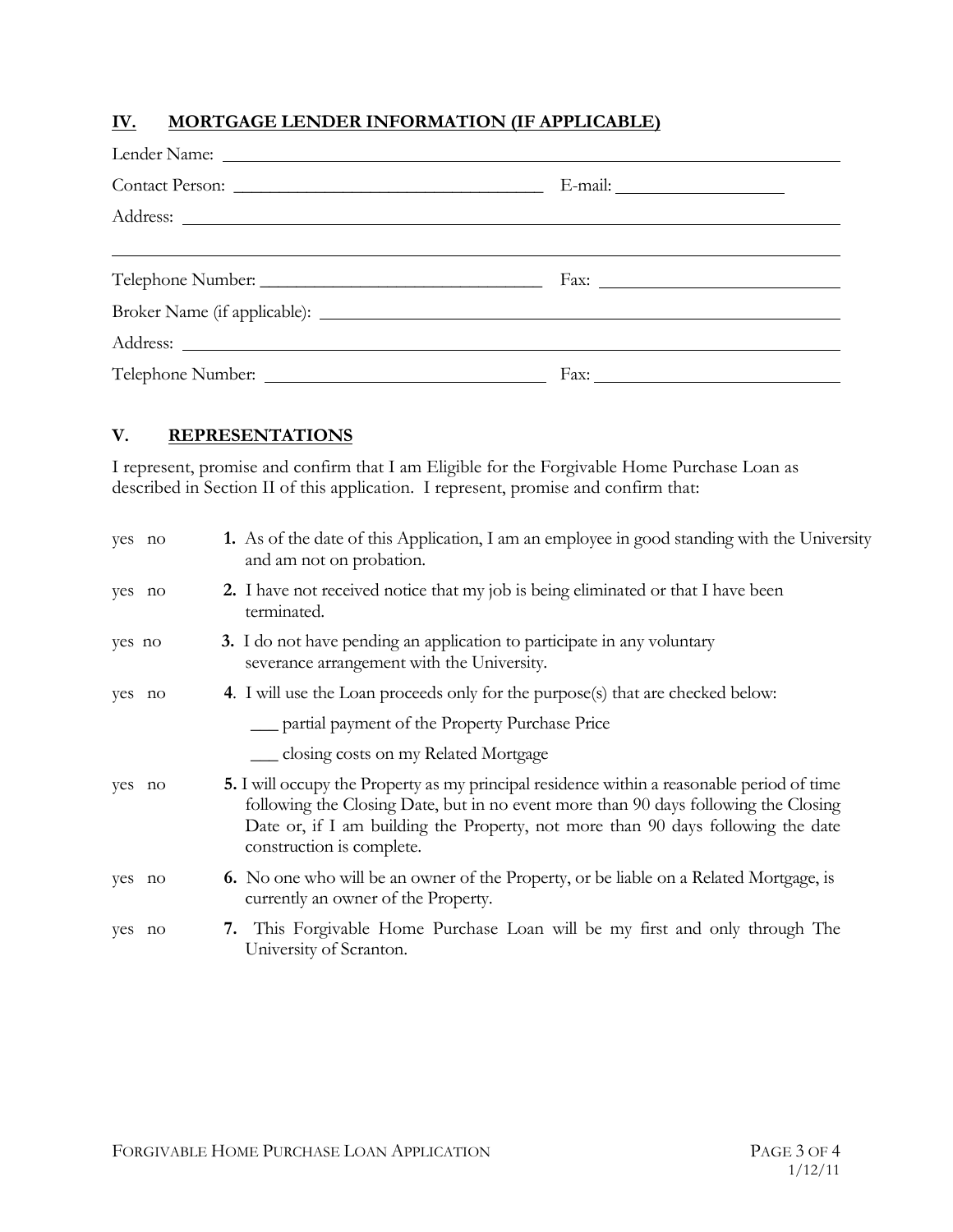## IV. MORTGAGE LENDER INFORMATION (IF APPLICABLE)

Lender Name: ______________________________________________

Contact Person: ______________________________ E-mail: ________________

Address: ______________________________________________

______________________________________________

Telephone Number: ____________________________ Fax: ______________________

Broker Name (if applicable): ______________________________________________

Address: ______________________________________________

Telephone Number: ____________________________ Fax: ______________________

## V. REPRESENTATIONS

I represent, promise and confirm that I am Eligible for the Forgivable Home Purchase Loan as described in Section II of this application. I represent, promise and confirm that:

yes no **1.** As of the date of this Application, I am an employee in good standing with the University and am not on probation.

yes no **2.** I have not received notice that my job is being eliminated or that I have been terminated.

yes no **3.** I do not have pending an application to participate in any voluntary severance arrangement with the University.

yes no **4**. I will use the Loan proceeds only for the purpose(s) that are checked below:

___ partial payment of the Property Purchase Price

___ closing costs on my Related Mortgage

yes no **5.** I will occupy the Property as my principal residence within a reasonable period of time following the Closing Date, but in no event more than 90 days following the Closing Date or, if I am building the Property, not more than 90 days following the date construction is complete.

yes no **6.** No one who will be an owner of the Property, or be liable on a Related Mortgage, is currently an owner of the Property.

yes no **7.** This Forgivable Home Purchase Loan will be my first and only through The University of Scranton.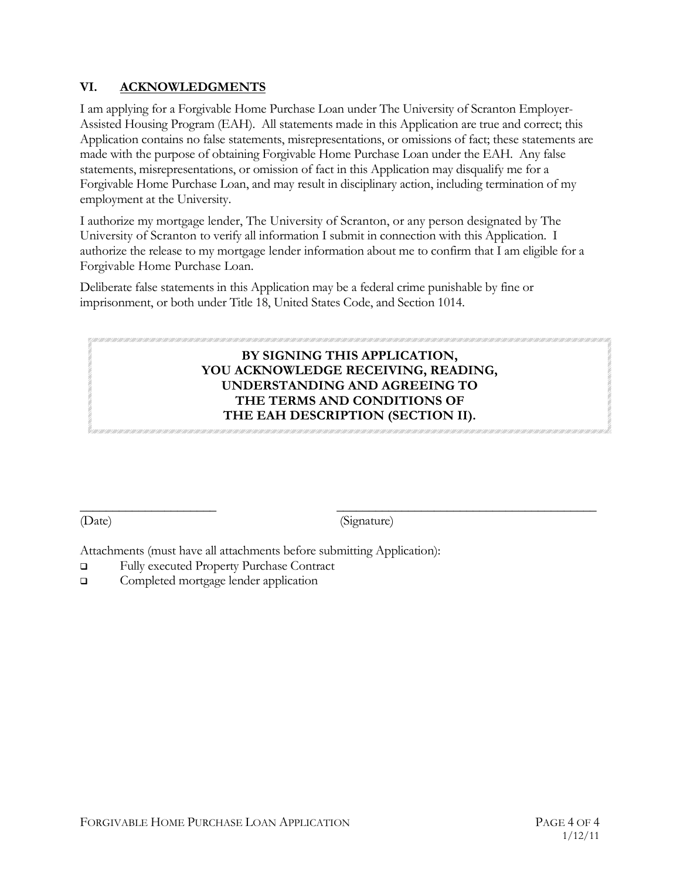## VI. ACKNOWLEDGMENTS

I am applying for a Forgivable Home Purchase Loan under The University of Scranton Employer-Assisted Housing Program (EAH). All statements made in this Application are true and correct; this Application contains no false statements, misrepresentations, or omissions of fact; these statements are made with the purpose of obtaining Forgivable Home Purchase Loan under the EAH. Any false statements, misrepresentations, or omission of fact in this Application may disqualify me for a Forgivable Home Purchase Loan, and may result in disciplinary action, including termination of my employment at the University.

I authorize my mortgage lender, The University of Scranton, or any person designated by The University of Scranton to verify all information I submit in connection with this Application. I authorize the release to my mortgage lender information about me to confirm that I am eligible for a Forgivable Home Purchase Loan.

Deliberate false statements in this Application may be a federal crime punishable by fine or imprisonment, or both under Title 18, United States Code, and Section 1014.

**BY SIGNING THIS APPLICATION,
YOU ACKNOWLEDGE RECEIVING, READING,
UNDERSTANDING AND AGREEING TO
THE TERMS AND CONDITIONS OF
THE EAH DESCRIPTION (SECTION II).**

_____________________ _________________________________________

(Date) (Signature)

Attachments (must have all attachments before submitting Application):

- ☐ Fully executed Property Purchase Contract
- ☐ Completed mortgage lender application